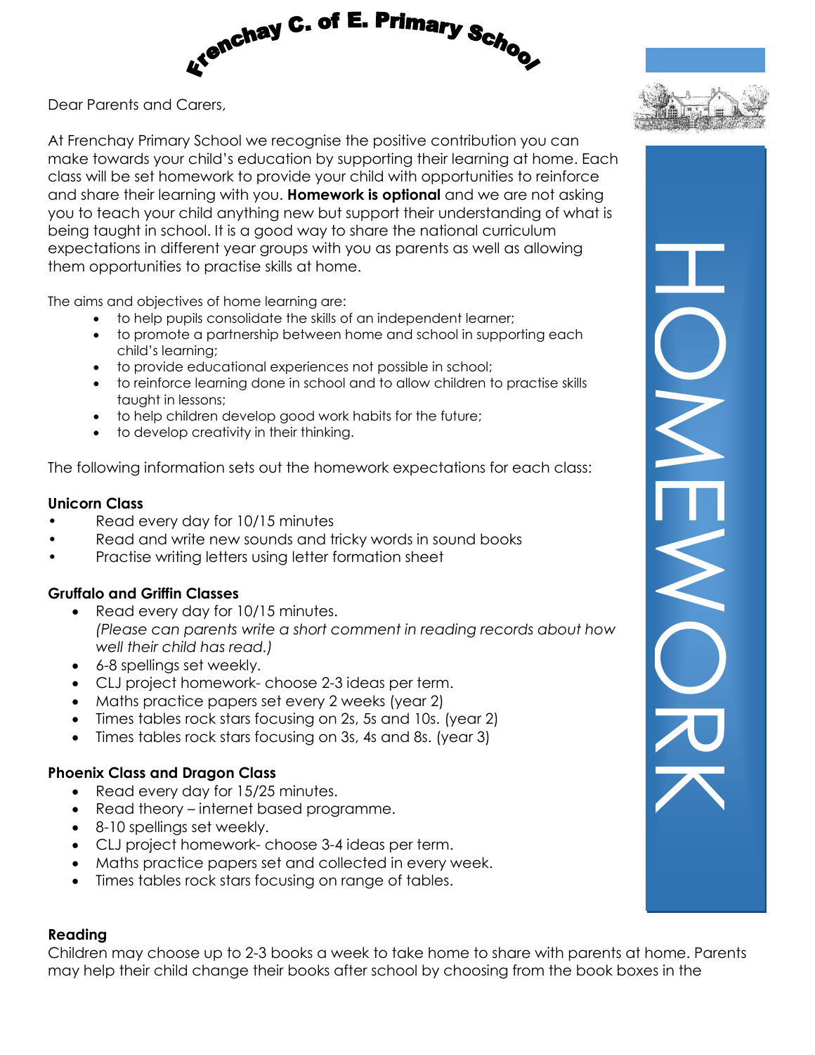# Frenchay C. of E. Primary School

Dear Parents and Carers,

At Frenchay Primary School we recognise the positive contribution you can make towards your child's education by supporting their learning at home. Each class will be set homework to provide your child with opportunities to reinforce and share their learning with you. **Homework is optional** and we are not asking you to teach your child anything new but support their understanding of what is being taught in school. It is a good way to share the national curriculum expectations in different year groups with you as parents as well as allowing them opportunities to practise skills at home.

HOMEWORK

The aims and objectives of home learning are:

- to help pupils consolidate the skills of an independent learner;
- to promote a partnership between home and school in supporting each child's learning;
- to provide educational experiences not possible in school;
- to reinforce learning done in school and to allow children to practise skills taught in lessons;
- to help children develop good work habits for the future;
- to develop creativity in their thinking.

The following information sets out the homework expectations for each class:

**Unicorn Class**

- Read every day for 10/15 minutes
- Read and write new sounds and tricky words in sound books
- Practise writing letters using letter formation sheet

**Gruffalo and Griffin Classes**

- Read every day for 10/15 minutes.
  *(Please can parents write a short comment in reading records about how well their child has read.)*
- 6-8 spellings set weekly.
- CLJ project homework- choose 2-3 ideas per term.
- Maths practice papers set every 2 weeks (year 2)
- Times tables rock stars focusing on 2s, 5s and 10s. (year 2)
- Times tables rock stars focusing on 3s, 4s and 8s. (year 3)

**Phoenix Class and Dragon Class**

- Read every day for 15/25 minutes.
- Read theory – internet based programme.
- 8-10 spellings set weekly.
- CLJ project homework- choose 3-4 ideas per term.
- Maths practice papers set and collected in every week.
- Times tables rock stars focusing on range of tables.

**Reading**

Children may choose up to 2-3 books a week to take home to share with parents at home. Parents may help their child change their books after school by choosing from the book boxes in the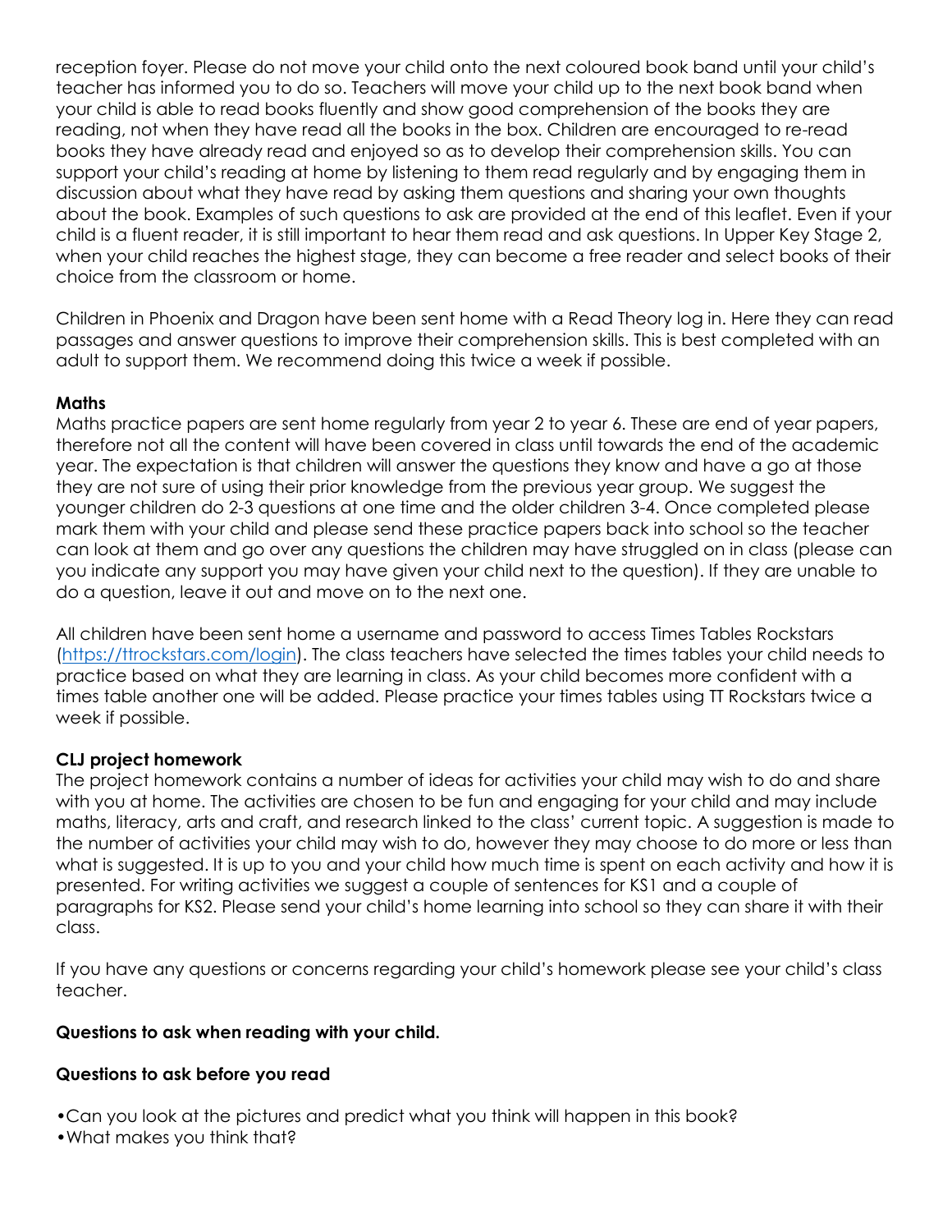reception foyer. Please do not move your child onto the next coloured book band until your child's teacher has informed you to do so. Teachers will move your child up to the next book band when your child is able to read books fluently and show good comprehension of the books they are reading, not when they have read all the books in the box. Children are encouraged to re-read books they have already read and enjoyed so as to develop their comprehension skills. You can support your child's reading at home by listening to them read regularly and by engaging them in discussion about what they have read by asking them questions and sharing your own thoughts about the book. Examples of such questions to ask are provided at the end of this leaflet. Even if your child is a fluent reader, it is still important to hear them read and ask questions. In Upper Key Stage 2, when your child reaches the highest stage, they can become a free reader and select books of their choice from the classroom or home.

Children in Phoenix and Dragon have been sent home with a Read Theory log in. Here they can read passages and answer questions to improve their comprehension skills. This is best completed with an adult to support them. We recommend doing this twice a week if possible.

**Maths**

Maths practice papers are sent home regularly from year 2 to year 6. These are end of year papers, therefore not all the content will have been covered in class until towards the end of the academic year. The expectation is that children will answer the questions they know and have a go at those they are not sure of using their prior knowledge from the previous year group. We suggest the younger children do 2-3 questions at one time and the older children 3-4. Once completed please mark them with your child and please send these practice papers back into school so the teacher can look at them and go over any questions the children may have struggled on in class (please can you indicate any support you may have given your child next to the question). If they are unable to do a question, leave it out and move on to the next one.

All children have been sent home a username and password to access Times Tables Rockstars ([https://ttrockstars.com/login](https://ttrockstars.com/login)). The class teachers have selected the times tables your child needs to practice based on what they are learning in class. As your child becomes more confident with a times table another one will be added. Please practice your times tables using TT Rockstars twice a week if possible.

**CLJ project homework**

The project homework contains a number of ideas for activities your child may wish to do and share with you at home. The activities are chosen to be fun and engaging for your child and may include maths, literacy, arts and craft, and research linked to the class' current topic. A suggestion is made to the number of activities your child may wish to do, however they may choose to do more or less than what is suggested. It is up to you and your child how much time is spent on each activity and how it is presented. For writing activities we suggest a couple of sentences for KS1 and a couple of paragraphs for KS2. Please send your child's home learning into school so they can share it with their class.

If you have any questions or concerns regarding your child's homework please see your child's class teacher.

**Questions to ask when reading with your child.**

**Questions to ask before you read**

- Can you look at the pictures and predict what you think will happen in this book?
- What makes you think that?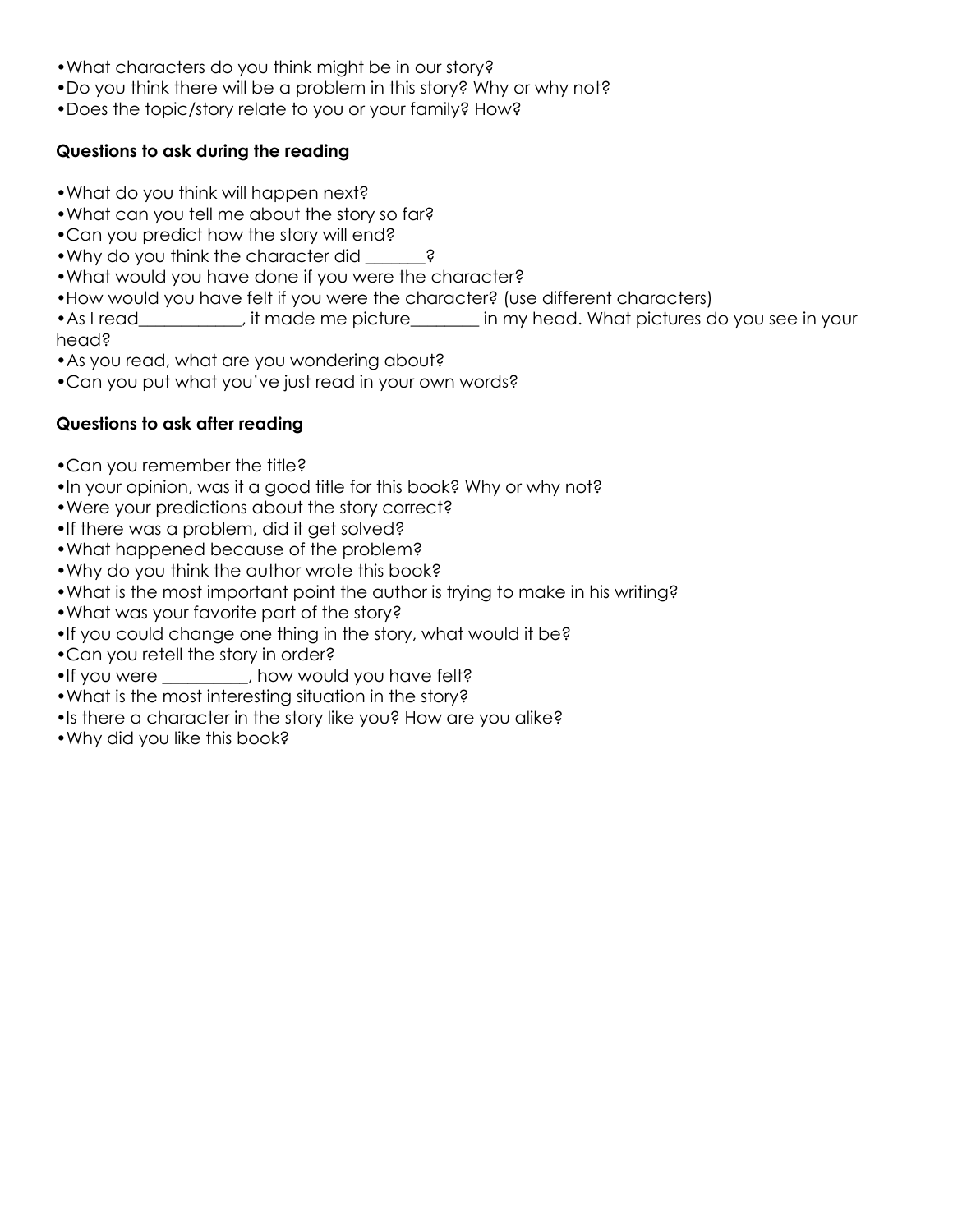- What characters do you think might be in our story?
- Do you think there will be a problem in this story? Why or why not?
- Does the topic/story relate to you or your family? How?

**Questions to ask during the reading**

- What do you think will happen next?
- What can you tell me about the story so far?
- Can you predict how the story will end?
- Why do you think the character did _______?
- What would you have done if you were the character?
- How would you have felt if you were the character? (use different characters)
- As I read____________, it made me picture________ in my head. What pictures do you see in your head?
- As you read, what are you wondering about?
- Can you put what you've just read in your own words?

**Questions to ask after reading**

- Can you remember the title?
- In your opinion, was it a good title for this book? Why or why not?
- Were your predictions about the story correct?
- If there was a problem, did it get solved?
- What happened because of the problem?
- Why do you think the author wrote this book?
- What is the most important point the author is trying to make in his writing?
- What was your favorite part of the story?
- If you could change one thing in the story, what would it be?
- Can you retell the story in order?
- If you were __________, how would you have felt?
- What is the most interesting situation in the story?
- Is there a character in the story like you? How are you alike?
- Why did you like this book?